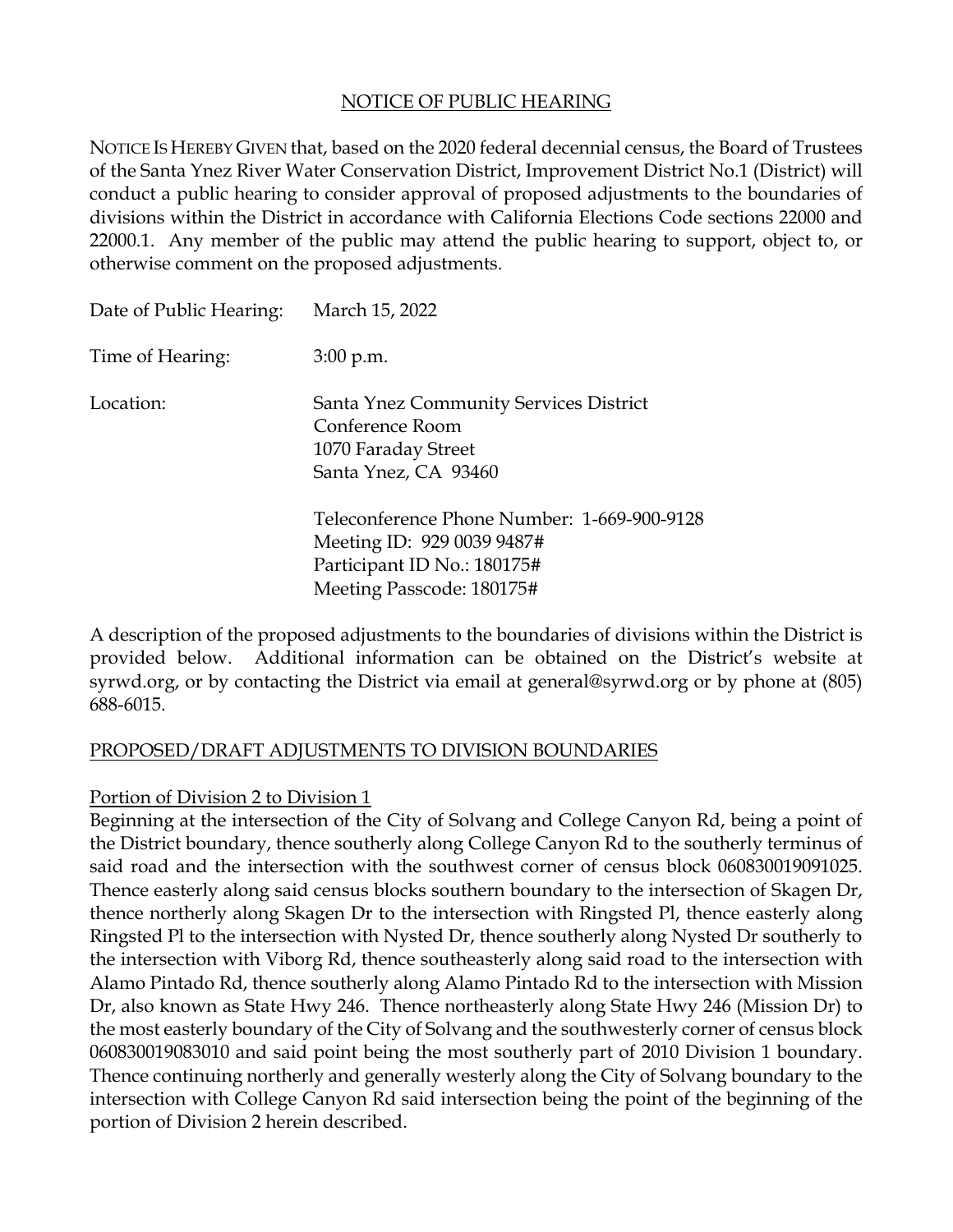# NOTICE OF PUBLIC HEARING

NOTICE IS HEREBY GIVEN that, based on the 2020 federal decennial census, the Board of Trustees of the Santa Ynez River Water Conservation District, Improvement District No.1 (District) will conduct a public hearing to consider approval of proposed adjustments to the boundaries of divisions within the District in accordance with California Elections Code sections 22000 and 22000.1. Any member of the public may attend the public hearing to support, object to, or otherwise comment on the proposed adjustments.

Date of Public Hearing: March 15, 2022

Time of Hearing: 3:00 p.m.

Location: Santa Ynez Community Services District
Conference Room
1070 Faraday Street
Santa Ynez, CA 93460

Teleconference Phone Number: 1-669-900-9128
Meeting ID: 929 0039 9487#
Participant ID No.: 180175#
Meeting Passcode: 180175#

A description of the proposed adjustments to the boundaries of divisions within the District is provided below. Additional information can be obtained on the District's website at syrwd.org, or by contacting the District via email at general@syrwd.org or by phone at (805) 688-6015.

## PROPOSED/DRAFT ADJUSTMENTS TO DIVISION BOUNDARIES

### Portion of Division 2 to Division 1

Beginning at the intersection of the City of Solvang and College Canyon Rd, being a point of the District boundary, thence southerly along College Canyon Rd to the southerly terminus of said road and the intersection with the southwest corner of census block 060830019091025. Thence easterly along said census blocks southern boundary to the intersection of Skagen Dr, thence northerly along Skagen Dr to the intersection with Ringsted Pl, thence easterly along Ringsted Pl to the intersection with Nysted Dr, thence southerly along Nysted Dr southerly to the intersection with Viborg Rd, thence southeasterly along said road to the intersection with Alamo Pintado Rd, thence southerly along Alamo Pintado Rd to the intersection with Mission Dr, also known as State Hwy 246. Thence northeasterly along State Hwy 246 (Mission Dr) to the most easterly boundary of the City of Solvang and the southwesterly corner of census block 060830019083010 and said point being the most southerly part of 2010 Division 1 boundary. Thence continuing northerly and generally westerly along the City of Solvang boundary to the intersection with College Canyon Rd said intersection being the point of the beginning of the portion of Division 2 herein described.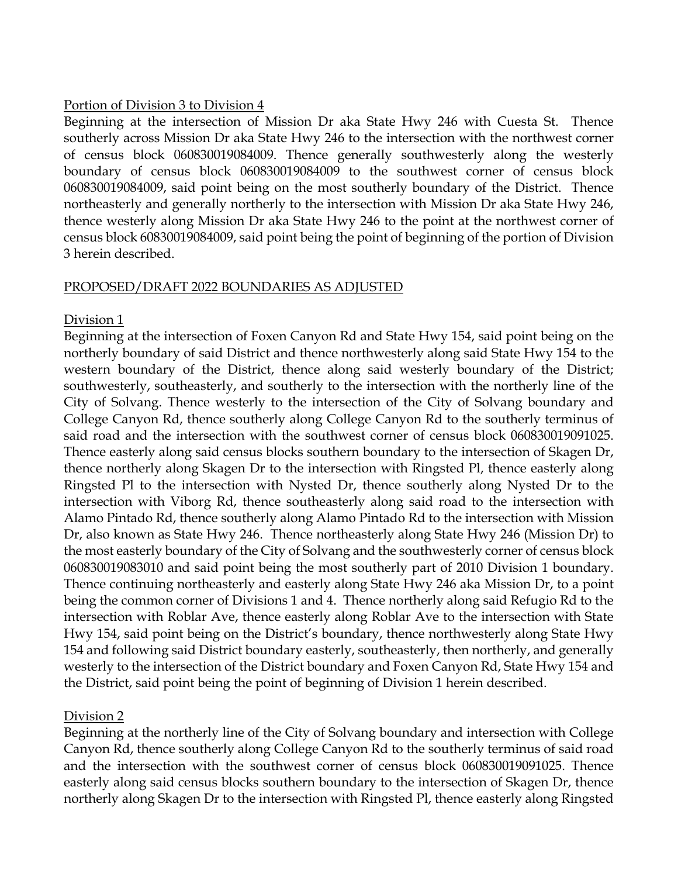Portion of Division 3 to Division 4

Beginning at the intersection of Mission Dr aka State Hwy 246 with Cuesta St. Thence southerly across Mission Dr aka State Hwy 246 to the intersection with the northwest corner of census block 060830019084009. Thence generally southwesterly along the westerly boundary of census block 060830019084009 to the southwest corner of census block 060830019084009, said point being on the most southerly boundary of the District. Thence northeasterly and generally northerly to the intersection with Mission Dr aka State Hwy 246, thence westerly along Mission Dr aka State Hwy 246 to the point at the northwest corner of census block 60830019084009, said point being the point of beginning of the portion of Division 3 herein described.

PROPOSED/DRAFT 2022 BOUNDARIES AS ADJUSTED

Division 1

Beginning at the intersection of Foxen Canyon Rd and State Hwy 154, said point being on the northerly boundary of said District and thence northwesterly along said State Hwy 154 to the western boundary of the District, thence along said westerly boundary of the District; southwesterly, southeasterly, and southerly to the intersection with the northerly line of the City of Solvang. Thence westerly to the intersection of the City of Solvang boundary and College Canyon Rd, thence southerly along College Canyon Rd to the southerly terminus of said road and the intersection with the southwest corner of census block 060830019091025. Thence easterly along said census blocks southern boundary to the intersection of Skagen Dr, thence northerly along Skagen Dr to the intersection with Ringsted Pl, thence easterly along Ringsted Pl to the intersection with Nysted Dr, thence southerly along Nysted Dr to the intersection with Viborg Rd, thence southeasterly along said road to the intersection with Alamo Pintado Rd, thence southerly along Alamo Pintado Rd to the intersection with Mission Dr, also known as State Hwy 246. Thence northeasterly along State Hwy 246 (Mission Dr) to the most easterly boundary of the City of Solvang and the southwesterly corner of census block 060830019083010 and said point being the most southerly part of 2010 Division 1 boundary. Thence continuing northeasterly and easterly along State Hwy 246 aka Mission Dr, to a point being the common corner of Divisions 1 and 4. Thence northerly along said Refugio Rd to the intersection with Roblar Ave, thence easterly along Roblar Ave to the intersection with State Hwy 154, said point being on the District's boundary, thence northwesterly along State Hwy 154 and following said District boundary easterly, southeasterly, then northerly, and generally westerly to the intersection of the District boundary and Foxen Canyon Rd, State Hwy 154 and the District, said point being the point of beginning of Division 1 herein described.

Division 2

Beginning at the northerly line of the City of Solvang boundary and intersection with College Canyon Rd, thence southerly along College Canyon Rd to the southerly terminus of said road and the intersection with the southwest corner of census block 060830019091025. Thence easterly along said census blocks southern boundary to the intersection of Skagen Dr, thence northerly along Skagen Dr to the intersection with Ringsted Pl, thence easterly along Ringsted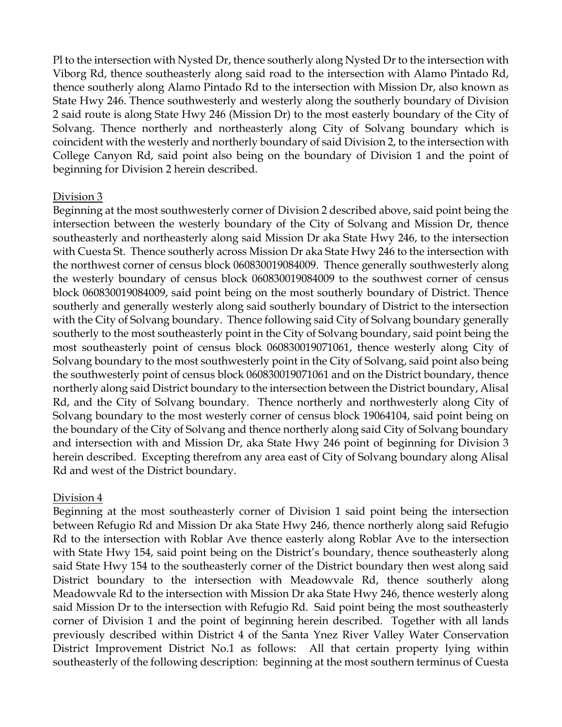Pl to the intersection with Nysted Dr, thence southerly along Nysted Dr to the intersection with Viborg Rd, thence southeasterly along said road to the intersection with Alamo Pintado Rd, thence southerly along Alamo Pintado Rd to the intersection with Mission Dr, also known as State Hwy 246. Thence southwesterly and westerly along the southerly boundary of Division 2 said route is along State Hwy 246 (Mission Dr) to the most easterly boundary of the City of Solvang. Thence northerly and northeasterly along City of Solvang boundary which is coincident with the westerly and northerly boundary of said Division 2, to the intersection with College Canyon Rd, said point also being on the boundary of Division 1 and the point of beginning for Division 2 herein described.

Division 3

Beginning at the most southwesterly corner of Division 2 described above, said point being the intersection between the westerly boundary of the City of Solvang and Mission Dr, thence southeasterly and northeasterly along said Mission Dr aka State Hwy 246, to the intersection with Cuesta St. Thence southerly across Mission Dr aka State Hwy 246 to the intersection with the northwest corner of census block 060830019084009. Thence generally southwesterly along the westerly boundary of census block 060830019084009 to the southwest corner of census block 060830019084009, said point being on the most southerly boundary of District. Thence southerly and generally westerly along said southerly boundary of District to the intersection with the City of Solvang boundary. Thence following said City of Solvang boundary generally southerly to the most southeasterly point in the City of Solvang boundary, said point being the most southeasterly point of census block 060830019071061, thence westerly along City of Solvang boundary to the most southwesterly point in the City of Solvang, said point also being the southwesterly point of census block 060830019071061 and on the District boundary, thence northerly along said District boundary to the intersection between the District boundary, Alisal Rd, and the City of Solvang boundary. Thence northerly and northwesterly along City of Solvang boundary to the most westerly corner of census block 19064104, said point being on the boundary of the City of Solvang and thence northerly along said City of Solvang boundary and intersection with and Mission Dr, aka State Hwy 246 point of beginning for Division 3 herein described. Excepting therefrom any area east of City of Solvang boundary along Alisal Rd and west of the District boundary.

Division 4

Beginning at the most southeasterly corner of Division 1 said point being the intersection between Refugio Rd and Mission Dr aka State Hwy 246, thence northerly along said Refugio Rd to the intersection with Roblar Ave thence easterly along Roblar Ave to the intersection with State Hwy 154, said point being on the District's boundary, thence southeasterly along said State Hwy 154 to the southeasterly corner of the District boundary then west along said District boundary to the intersection with Meadowvale Rd, thence southerly along Meadowvale Rd to the intersection with Mission Dr aka State Hwy 246, thence westerly along said Mission Dr to the intersection with Refugio Rd. Said point being the most southeasterly corner of Division 1 and the point of beginning herein described. Together with all lands previously described within District 4 of the Santa Ynez River Valley Water Conservation District Improvement District No.1 as follows: All that certain property lying within southeasterly of the following description: beginning at the most southern terminus of Cuesta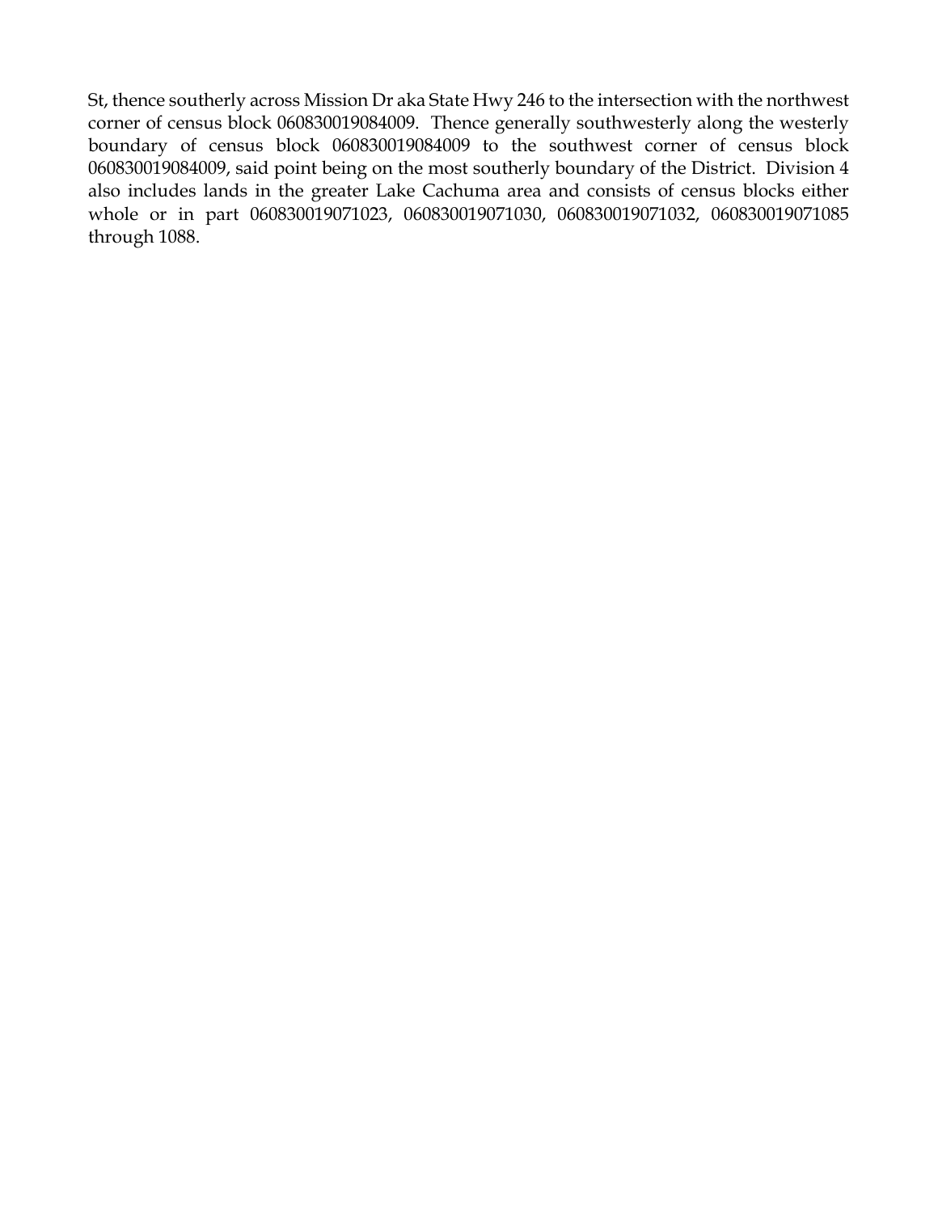St, thence southerly across Mission Dr aka State Hwy 246 to the intersection with the northwest corner of census block 060830019084009. Thence generally southwesterly along the westerly boundary of census block 060830019084009 to the southwest corner of census block 060830019084009, said point being on the most southerly boundary of the District. Division 4 also includes lands in the greater Lake Cachuma area and consists of census blocks either whole or in part 060830019071023, 060830019071030, 060830019071032, 060830019071085 through 1088.